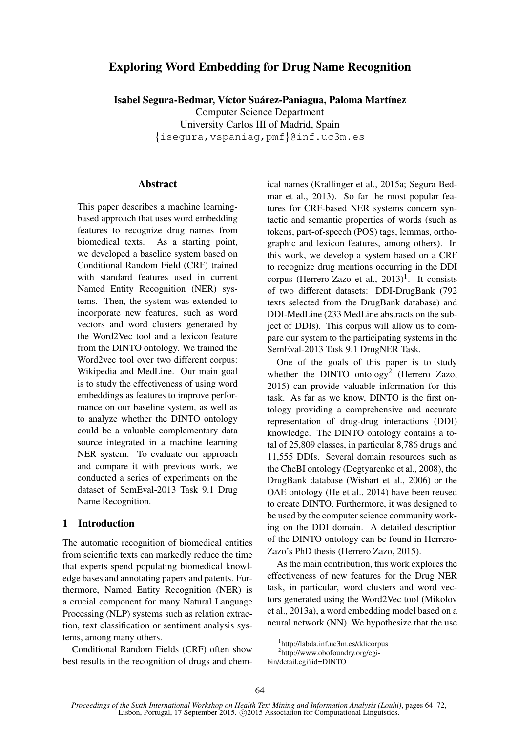# Exploring Word Embedding for Drug Name Recognition

**Isabel Segura-Bedmar, Víctor Suárez-Paniagua, Paloma Martínez**
Computer Science Department
University Carlos III of Madrid, Spain
{isegura,vspaniag,pmf}@inf.uc3m.es

## Abstract

This paper describes a machine learning-based approach that uses word embedding features to recognize drug names from biomedical texts. As a starting point, we developed a baseline system based on Conditional Random Field (CRF) trained with standard features used in current Named Entity Recognition (NER) systems. Then, the system was extended to incorporate new features, such as word vectors and word clusters generated by the Word2Vec tool and a lexicon feature from the DINTO ontology. We trained the Word2vec tool over two different corpus: Wikipedia and MedLine. Our main goal is to study the effectiveness of using word embeddings as features to improve performance on our baseline system, as well as to analyze whether the DINTO ontology could be a valuable complementary data source integrated in a machine learning NER system. To evaluate our approach and compare it with previous work, we conducted a series of experiments on the dataset of SemEval-2013 Task 9.1 Drug Name Recognition.

## 1 Introduction

The automatic recognition of biomedical entities from scientific texts can markedly reduce the time that experts spend populating biomedical knowledge bases and annotating papers and patents. Furthermore, Named Entity Recognition (NER) is a crucial component for many Natural Language Processing (NLP) systems such as relation extraction, text classification or sentiment analysis systems, among many others.

Conditional Random Fields (CRF) often show best results in the recognition of drugs and chemical names (Krallinger et al., 2015a; Segura Bedmar et al., 2013). So far the most popular features for CRF-based NER systems concern syntactic and semantic properties of words (such as tokens, part-of-speech (POS) tags, lemmas, orthographic and lexicon features, among others). In this work, we develop a system based on a CRF to recognize drug mentions occurring in the DDI corpus (Herrero-Zazo et al., 2013)[1]. It consists of two different datasets: DDI-DrugBank (792 texts selected from the DrugBank database) and DDI-MedLine (233 MedLine abstracts on the subject of DDIs). This corpus will allow us to compare our system to the participating systems in the SemEval-2013 Task 9.1 DrugNER Task.

One of the goals of this paper is to study whether the DINTO ontology[2] (Herrero Zazo, 2015) can provide valuable information for this task. As far as we know, DINTO is the first ontology providing a comprehensive and accurate representation of drug-drug interactions (DDI) knowledge. The DINTO ontology contains a total of 25,809 classes, in particular 8,786 drugs and 11,555 DDIs. Several domain resources such as the CheBI ontology (Degtyarenko et al., 2008), the DrugBank database (Wishart et al., 2006) or the OAE ontology (He et al., 2014) have been reused to create DINTO. Furthermore, it was designed to be used by the computer science community working on the DDI domain. A detailed description of the DINTO ontology can be found in Herrero-Zazo's PhD thesis (Herrero Zazo, 2015).

As the main contribution, this work explores the effectiveness of new features for the Drug NER task, in particular, word clusters and word vectors generated using the Word2Vec tool (Mikolov et al., 2013a), a word embedding model based on a neural network (NN). We hypothesize that the use

[1] http://labda.inf.uc3m.es/ddicorpus
[2] http://www.obofoundry.org/cgi-bin/detail.cgi?id=DINTO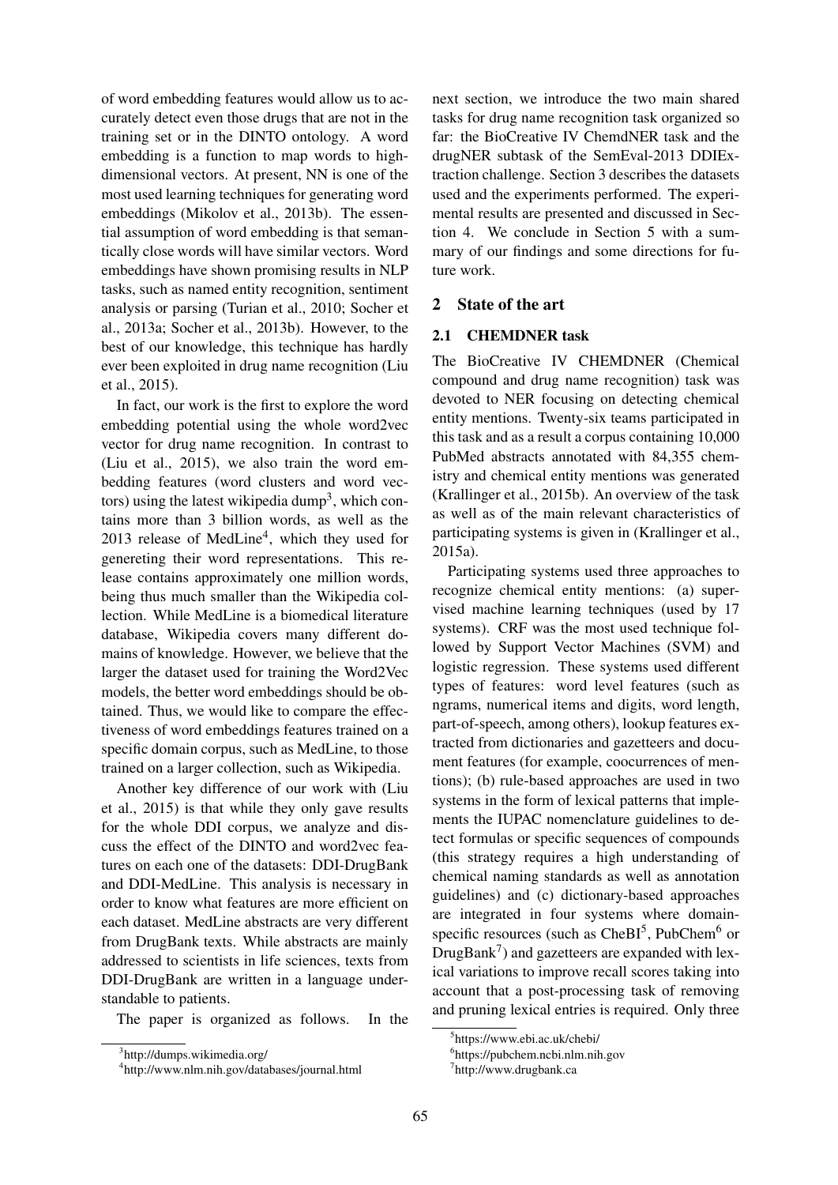of word embedding features would allow us to accurately detect even those drugs that are not in the training set or in the DINTO ontology. A word embedding is a function to map words to high-dimensional vectors. At present, NN is one of the most used learning techniques for generating word embeddings (Mikolov et al., 2013b). The essential assumption of word embedding is that semantically close words will have similar vectors. Word embeddings have shown promising results in NLP tasks, such as named entity recognition, sentiment analysis or parsing (Turian et al., 2010; Socher et al., 2013a; Socher et al., 2013b). However, to the best of our knowledge, this technique has hardly ever been exploited in drug name recognition (Liu et al., 2015).

In fact, our work is the first to explore the word embedding potential using the whole word2vec vector for drug name recognition. In contrast to (Liu et al., 2015), we also train the word embedding features (word clusters and word vectors) using the latest wikipedia dump[3], which contains more than 3 billion words, as well as the 2013 release of MedLine[4], which they used for genereting their word representations. This release contains approximately one million words, being thus much smaller than the Wikipedia collection. While MedLine is a biomedical literature database, Wikipedia covers many different domains of knowledge. However, we believe that the larger the dataset used for training the Word2Vec models, the better word embeddings should be obtained. Thus, we would like to compare the effectiveness of word embeddings features trained on a specific domain corpus, such as MedLine, to those trained on a larger collection, such as Wikipedia.

Another key difference of our work with (Liu et al., 2015) is that while they only gave results for the whole DDI corpus, we analyze and discuss the effect of the DINTO and word2vec features on each one of the datasets: DDI-DrugBank and DDI-MedLine. This analysis is necessary in order to know what features are more efficient on each dataset. MedLine abstracts are very different from DrugBank texts. While abstracts are mainly addressed to scientists in life sciences, texts from DDI-DrugBank are written in a language understandable to patients.

The paper is organized as follows. In the next section, we introduce the two main shared tasks for drug name recognition task organized so far: the BioCreative IV ChemdNER task and the drugNER subtask of the SemEval-2013 DDIExtraction challenge. Section 3 describes the datasets used and the experiments performed. The experimental results are presented and discussed in Section 4. We conclude in Section 5 with a summary of our findings and some directions for future work.

## 2 State of the art

### 2.1 CHEMDNER task

The BioCreative IV CHEMDNER (Chemical compound and drug name recognition) task was devoted to NER focusing on detecting chemical entity mentions. Twenty-six teams participated in this task and as a result a corpus containing 10,000 PubMed abstracts annotated with 84,355 chemistry and chemical entity mentions was generated (Krallinger et al., 2015b). An overview of the task as well as of the main relevant characteristics of participating systems is given in (Krallinger et al., 2015a).

Participating systems used three approaches to recognize chemical entity mentions: (a) supervised machine learning techniques (used by 17 systems). CRF was the most used technique followed by Support Vector Machines (SVM) and logistic regression. These systems used different types of features: word level features (such as ngrams, numerical items and digits, word length, part-of-speech, among others), lookup features extracted from dictionaries and gazetteers and document features (for example, coocurrences of mentions); (b) rule-based approaches are used in two systems in the form of lexical patterns that implements the IUPAC nomenclature guidelines to detect formulas or specific sequences of compounds (this strategy requires a high understanding of chemical naming standards as well as annotation guidelines) and (c) dictionary-based approaches are integrated in four systems where domain-specific resources (such as CheBI[5], PubChem[6] or DrugBank[7]) and gazetteers are expanded with lexical variations to improve recall scores taking into account that a post-processing task of removing and pruning lexical entries is required. Only three

[3]http://dumps.wikimedia.org/

[4]http://www.nlm.nih.gov/databases/journal.html

[5]https://www.ebi.ac.uk/chebi/

[6]https://pubchem.ncbi.nlm.nih.gov

[7]http://www.drugbank.ca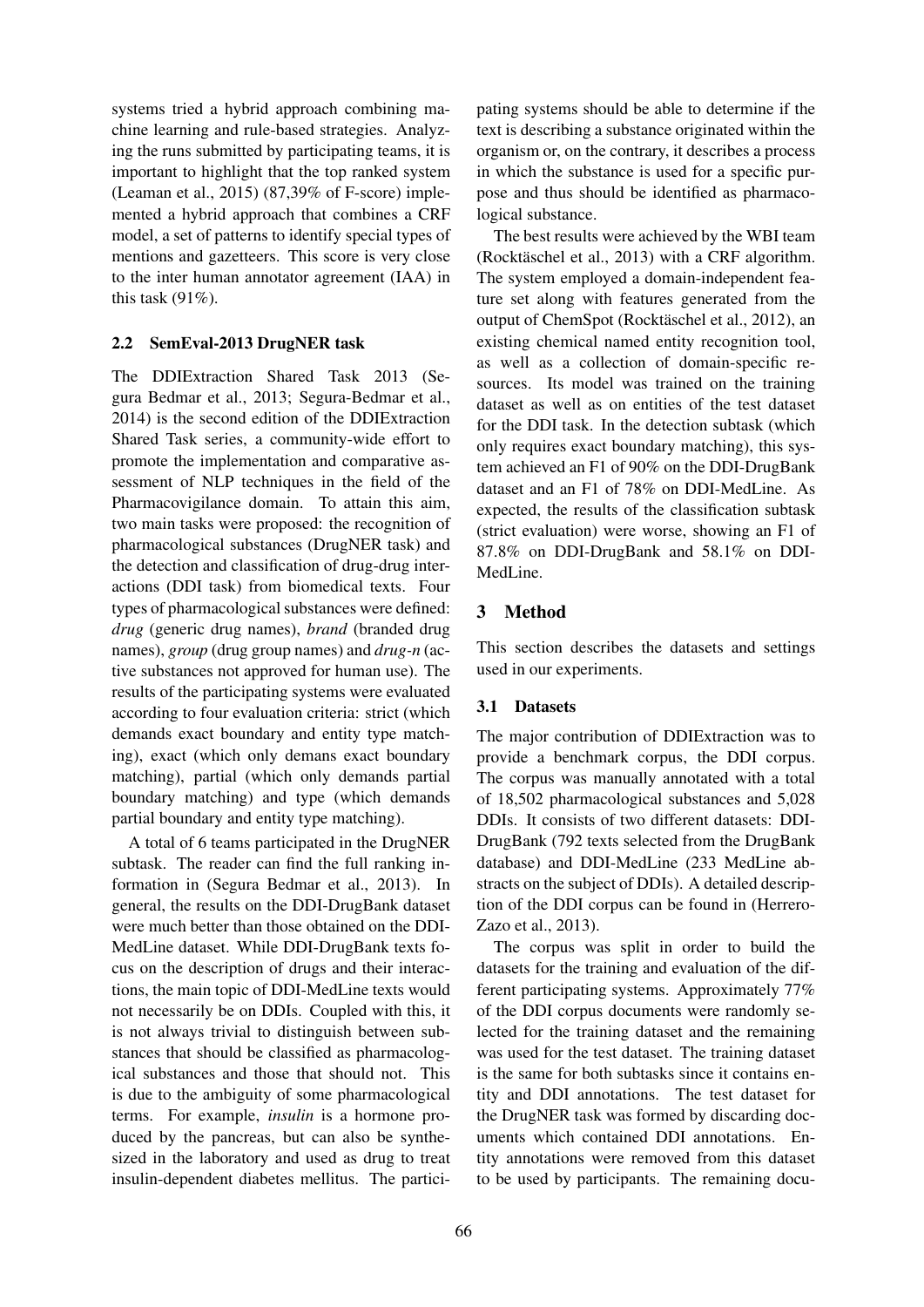systems tried a hybrid approach combining machine learning and rule-based strategies. Analyzing the runs submitted by participating teams, it is important to highlight that the top ranked system (Leaman et al., 2015) (87,39% of F-score) implemented a hybrid approach that combines a CRF model, a set of patterns to identify special types of mentions and gazetteers. This score is very close to the inter human annotator agreement (IAA) in this task (91%).

### 2.2 SemEval-2013 DrugNER task

The DDIExtraction Shared Task 2013 (Segura Bedmar et al., 2013; Segura-Bedmar et al., 2014) is the second edition of the DDIExtraction Shared Task series, a community-wide effort to promote the implementation and comparative assessment of NLP techniques in the field of the Pharmacovigilance domain. To attain this aim, two main tasks were proposed: the recognition of pharmacological substances (DrugNER task) and the detection and classification of drug-drug interactions (DDI task) from biomedical texts. Four types of pharmacological substances were defined: *drug* (generic drug names), *brand* (branded drug names), *group* (drug group names) and *drug-n* (active substances not approved for human use). The results of the participating systems were evaluated according to four evaluation criteria: strict (which demands exact boundary and entity type matching), exact (which only demans exact boundary matching), partial (which only demands partial boundary matching) and type (which demands partial boundary and entity type matching).

A total of 6 teams participated in the DrugNER subtask. The reader can find the full ranking information in (Segura Bedmar et al., 2013). In general, the results on the DDI-DrugBank dataset were much better than those obtained on the DDI-MedLine dataset. While DDI-DrugBank texts focus on the description of drugs and their interactions, the main topic of DDI-MedLine texts would not necessarily be on DDIs. Coupled with this, it is not always trivial to distinguish between substances that should be classified as pharmacological substances and those that should not. This is due to the ambiguity of some pharmacological terms. For example, *insulin* is a hormone produced by the pancreas, but can also be synthesized in the laboratory and used as drug to treat insulin-dependent diabetes mellitus. The participating systems should be able to determine if the text is describing a substance originated within the organism or, on the contrary, it describes a process in which the substance is used for a specific purpose and thus should be identified as pharmacological substance.

The best results were achieved by the WBI team (Rocktäschel et al., 2013) with a CRF algorithm. The system employed a domain-independent feature set along with features generated from the output of ChemSpot (Rocktäschel et al., 2012), an existing chemical named entity recognition tool, as well as a collection of domain-specific resources. Its model was trained on the training dataset as well as on entities of the test dataset for the DDI task. In the detection subtask (which only requires exact boundary matching), this system achieved an F1 of 90% on the DDI-DrugBank dataset and an F1 of 78% on DDI-MedLine. As expected, the results of the classification subtask (strict evaluation) were worse, showing an F1 of 87.8% on DDI-DrugBank and 58.1% on DDI-MedLine.

## 3 Method

This section describes the datasets and settings used in our experiments.

### 3.1 Datasets

The major contribution of DDIExtraction was to provide a benchmark corpus, the DDI corpus. The corpus was manually annotated with a total of 18,502 pharmacological substances and 5,028 DDIs. It consists of two different datasets: DDI-DrugBank (792 texts selected from the DrugBank database) and DDI-MedLine (233 MedLine abstracts on the subject of DDIs). A detailed description of the DDI corpus can be found in (Herrero-Zazo et al., 2013).

The corpus was split in order to build the datasets for the training and evaluation of the different participating systems. Approximately 77% of the DDI corpus documents were randomly selected for the training dataset and the remaining was used for the test dataset. The training dataset is the same for both subtasks since it contains entity and DDI annotations. The test dataset for the DrugNER task was formed by discarding documents which contained DDI annotations. Entity annotations were removed from this dataset to be used by participants. The remaining docu-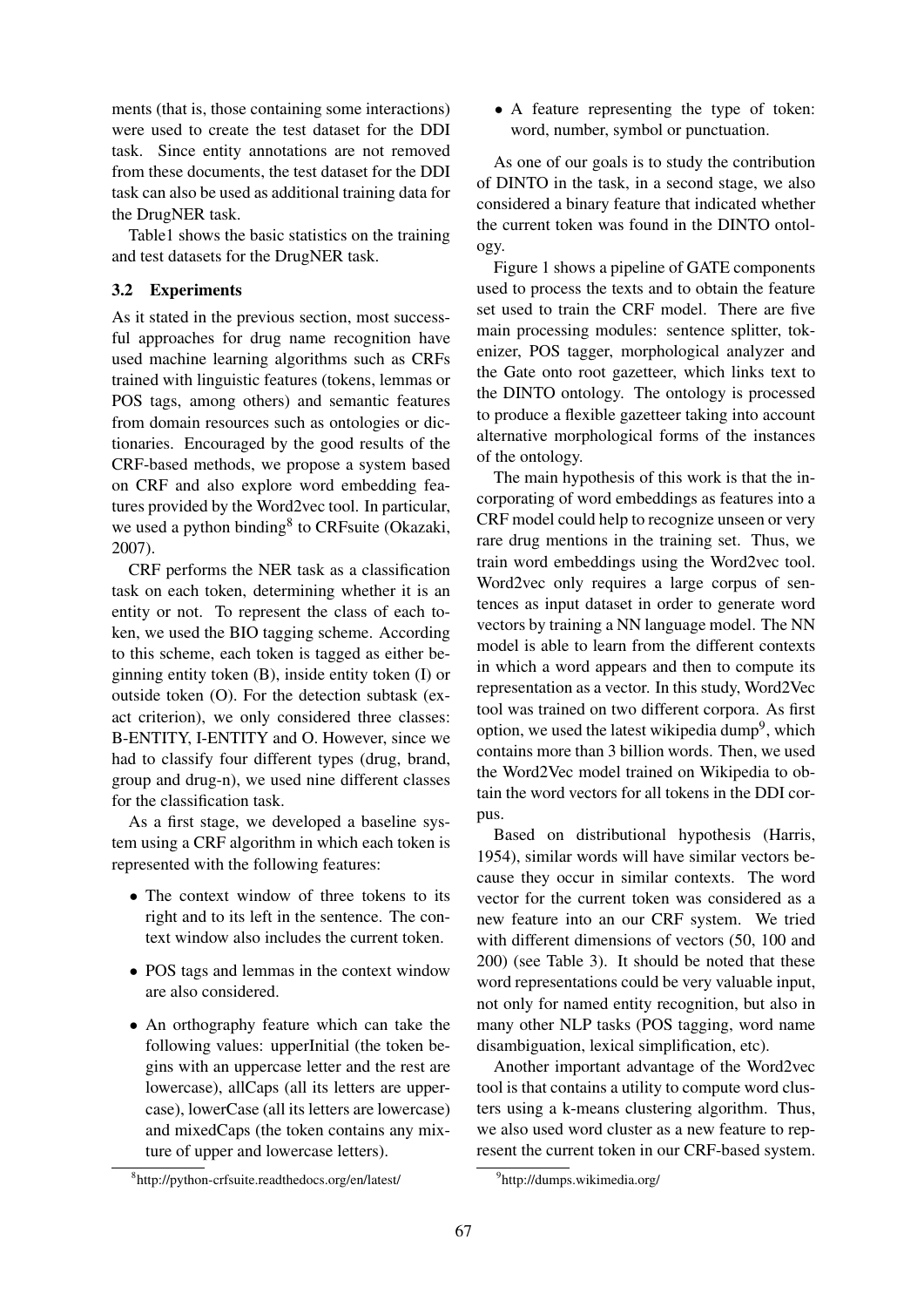ments (that is, those containing some interactions) were used to create the test dataset for the DDI task. Since entity annotations are not removed from these documents, the test dataset for the DDI task can also be used as additional training data for the DrugNER task.

Table1 shows the basic statistics on the training and test datasets for the DrugNER task.

### 3.2 Experiments

As it stated in the previous section, most successful approaches for drug name recognition have used machine learning algorithms such as CRFs trained with linguistic features (tokens, lemmas or POS tags, among others) and semantic features from domain resources such as ontologies or dictionaries. Encouraged by the good results of the CRF-based methods, we propose a system based on CRF and also explore word embedding features provided by the Word2vec tool. In particular, we used a python binding[8] to CRFsuite (Okazaki, 2007).

CRF performs the NER task as a classification task on each token, determining whether it is an entity or not. To represent the class of each token, we used the BIO tagging scheme. According to this scheme, each token is tagged as either beginning entity token (B), inside entity token (I) or outside token (O). For the detection subtask (exact criterion), we only considered three classes: B-ENTITY, I-ENTITY and O. However, since we had to classify four different types (drug, brand, group and drug-n), we used nine different classes for the classification task.

As a first stage, we developed a baseline system using a CRF algorithm in which each token is represented with the following features:

- The context window of three tokens to its right and to its left in the sentence. The context window also includes the current token.
- POS tags and lemmas in the context window are also considered.
- An orthography feature which can take the following values: upperInitial (the token begins with an uppercase letter and the rest are lowercase), allCaps (all its letters are uppercase), lowerCase (all its letters are lowercase) and mixedCaps (the token contains any mixture of upper and lowercase letters).
- A feature representing the type of token: word, number, symbol or punctuation.

As one of our goals is to study the contribution of DINTO in the task, in a second stage, we also considered a binary feature that indicated whether the current token was found in the DINTO ontology.

Figure 1 shows a pipeline of GATE components used to process the texts and to obtain the feature set used to train the CRF model. There are five main processing modules: sentence splitter, tokenizer, POS tagger, morphological analyzer and the Gate onto root gazetteer, which links text to the DINTO ontology. The ontology is processed to produce a flexible gazetteer taking into account alternative morphological forms of the instances of the ontology.

The main hypothesis of this work is that the incorporating of word embeddings as features into a CRF model could help to recognize unseen or very rare drug mentions in the training set. Thus, we train word embeddings using the Word2vec tool. Word2vec only requires a large corpus of sentences as input dataset in order to generate word vectors by training a NN language model. The NN model is able to learn from the different contexts in which a word appears and then to compute its representation as a vector. In this study, Word2Vec tool was trained on two different corpora. As first option, we used the latest wikipedia dump[9], which contains more than 3 billion words. Then, we used the Word2Vec model trained on Wikipedia to obtain the word vectors for all tokens in the DDI corpus.

Based on distributional hypothesis (Harris, 1954), similar words will have similar vectors because they occur in similar contexts. The word vector for the current token was considered as a new feature into an our CRF system. We tried with different dimensions of vectors (50, 100 and 200) (see Table 3). It should be noted that these word representations could be very valuable input, not only for named entity recognition, but also in many other NLP tasks (POS tagging, word name disambiguation, lexical simplification, etc).

Another important advantage of the Word2vec tool is that contains a utility to compute word clusters using a k-means clustering algorithm. Thus, we also used word cluster as a new feature to represent the current token in our CRF-based system.

[8] http://python-crfsuite.readthedocs.org/en/latest/

[9] http://dumps.wikimedia.org/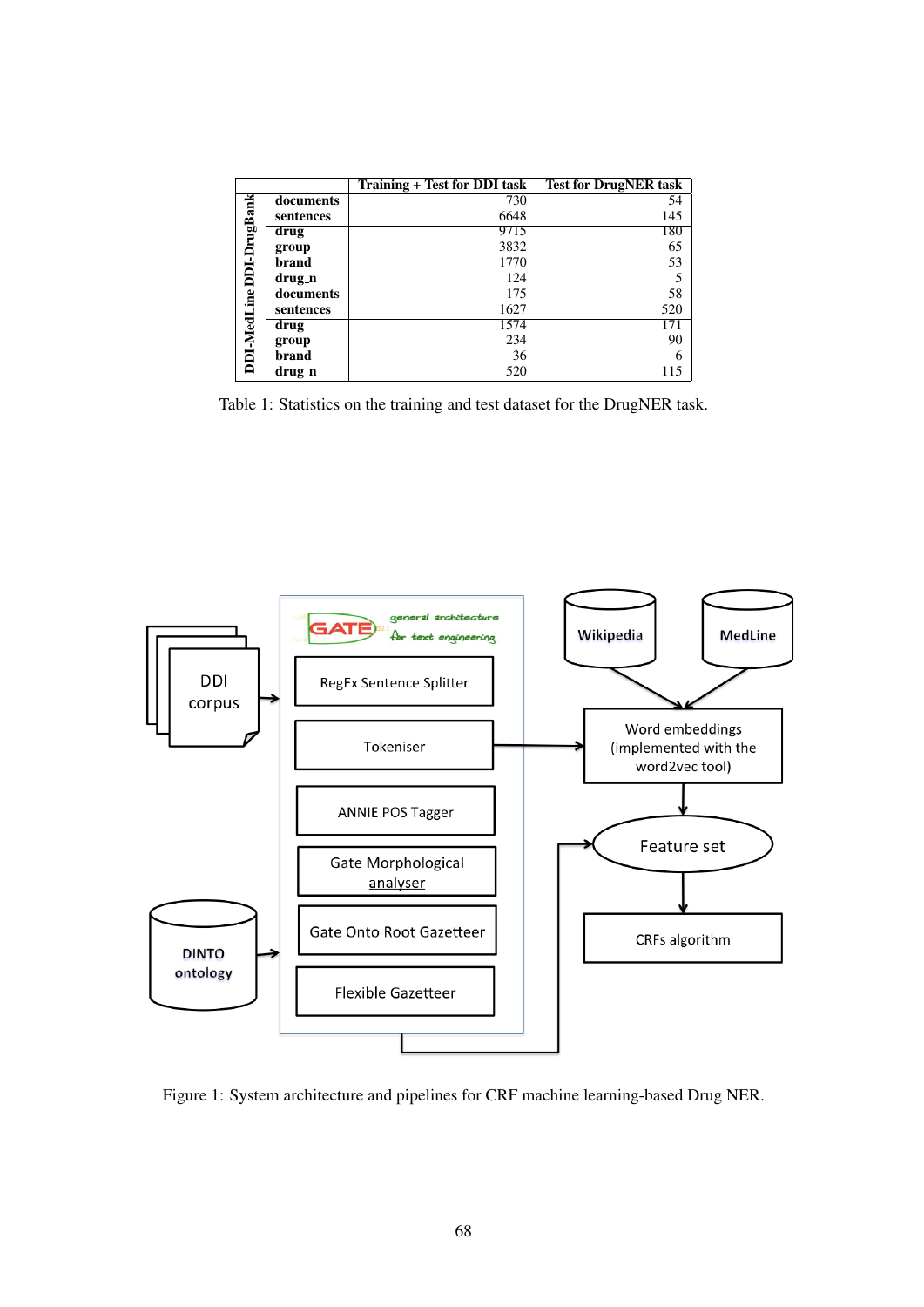| | | Training + Test for DDI task | Test for DrugNER task |
|---|---|---|---|
| DDI-DrugBank | **documents** | 730 | 54 |
| | **sentences** | 6648 | 145 |
| | **drug** | 9715 | 180 |
| | **group** | 3832 | 65 |
| | **brand** | 1770 | 53 |
| | **drug_n** | 124 | 5 |
| DDI-MedLine | **documents** | 175 | 58 |
| | **sentences** | 1627 | 520 |
| | **drug** | 1574 | 171 |
| | **group** | 234 | 90 |
| | **brand** | 36 | 6 |
| | **drug_n** | 520 | 115 |

Table 1: Statistics on the training and test dataset for the DrugNER task.

Figure 1: System architecture and pipelines for CRF machine learning-based Drug NER.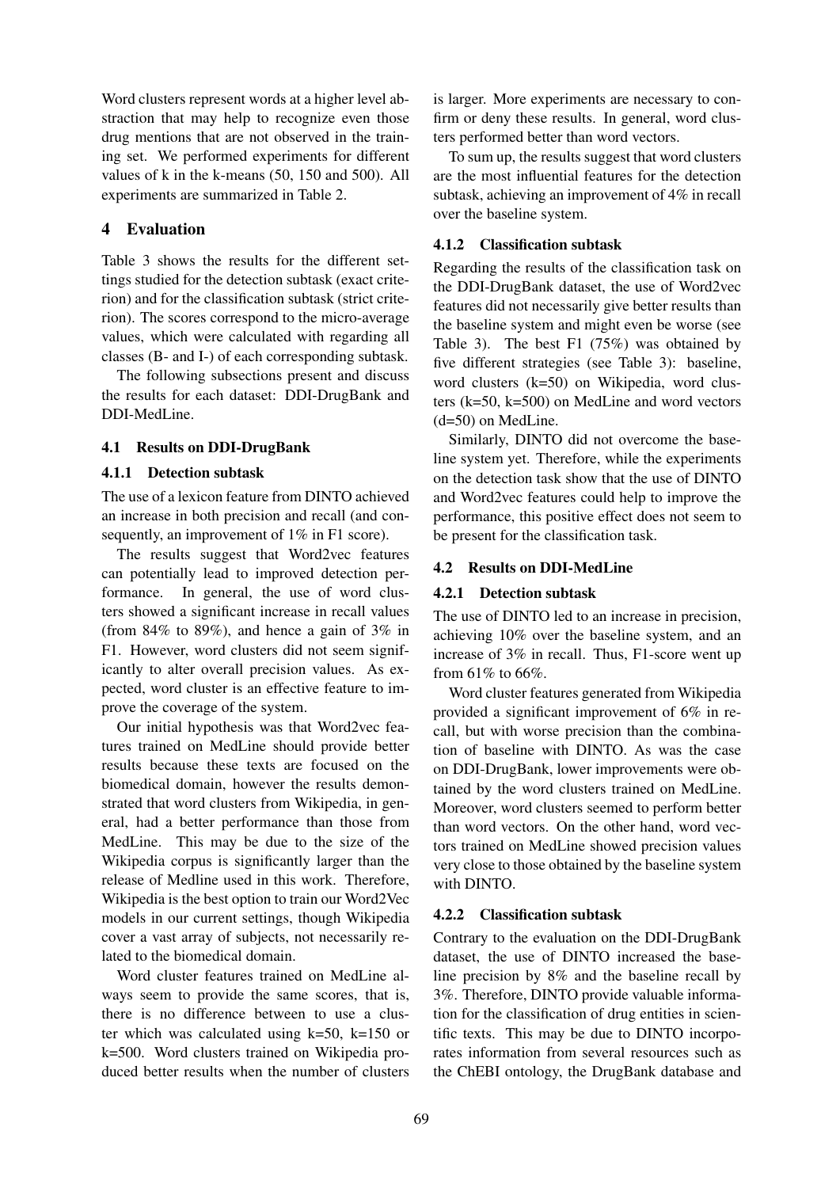Word clusters represent words at a higher level abstraction that may help to recognize even those drug mentions that are not observed in the training set. We performed experiments for different values of k in the k-means (50, 150 and 500). All experiments are summarized in Table 2.

# 4 Evaluation

Table 3 shows the results for the different settings studied for the detection subtask (exact criterion) and for the classification subtask (strict criterion). The scores correspond to the micro-average values, which were calculated with regarding all classes (B- and I-) of each corresponding subtask.

The following subsections present and discuss the results for each dataset: DDI-DrugBank and DDI-MedLine.

## 4.1 Results on DDI-DrugBank

### 4.1.1 Detection subtask

The use of a lexicon feature from DINTO achieved an increase in both precision and recall (and consequently, an improvement of 1% in F1 score).

The results suggest that Word2vec features can potentially lead to improved detection performance. In general, the use of word clusters showed a significant increase in recall values (from 84% to 89%), and hence a gain of 3% in F1. However, word clusters did not seem significantly to alter overall precision values. As expected, word cluster is an effective feature to improve the coverage of the system.

Our initial hypothesis was that Word2vec features trained on MedLine should provide better results because these texts are focused on the biomedical domain, however the results demonstrated that word clusters from Wikipedia, in general, had a better performance than those from MedLine. This may be due to the size of the Wikipedia corpus is significantly larger than the release of Medline used in this work. Therefore, Wikipedia is the best option to train our Word2Vec models in our current settings, though Wikipedia cover a vast array of subjects, not necessarily related to the biomedical domain.

Word cluster features trained on MedLine always seem to provide the same scores, that is, there is no difference between to use a cluster which was calculated using k=50, k=150 or k=500. Word clusters trained on Wikipedia produced better results when the number of clusters is larger. More experiments are necessary to confirm or deny these results. In general, word clusters performed better than word vectors.

To sum up, the results suggest that word clusters are the most influential features for the detection subtask, achieving an improvement of 4% in recall over the baseline system.

### 4.1.2 Classification subtask

Regarding the results of the classification task on the DDI-DrugBank dataset, the use of Word2vec features did not necessarily give better results than the baseline system and might even be worse (see Table 3). The best F1 (75%) was obtained by five different strategies (see Table 3): baseline, word clusters (k=50) on Wikipedia, word clusters (k=50, k=500) on MedLine and word vectors (d=50) on MedLine.

Similarly, DINTO did not overcome the baseline system yet. Therefore, while the experiments on the detection task show that the use of DINTO and Word2vec features could help to improve the performance, this positive effect does not seem to be present for the classification task.

## 4.2 Results on DDI-MedLine

### 4.2.1 Detection subtask

The use of DINTO led to an increase in precision, achieving 10% over the baseline system, and an increase of 3% in recall. Thus, F1-score went up from 61% to 66%.

Word cluster features generated from Wikipedia provided a significant improvement of 6% in recall, but with worse precision than the combination of baseline with DINTO. As was the case on DDI-DrugBank, lower improvements were obtained by the word clusters trained on MedLine. Moreover, word clusters seemed to perform better than word vectors. On the other hand, word vectors trained on MedLine showed precision values very close to those obtained by the baseline system with DINTO.

### 4.2.2 Classification subtask

Contrary to the evaluation on the DDI-DrugBank dataset, the use of DINTO increased the baseline precision by 8% and the baseline recall by 3%. Therefore, DINTO provide valuable information for the classification of drug entities in scientific texts. This may be due to DINTO incorporates information from several resources such as the ChEBI ontology, the DrugBank database and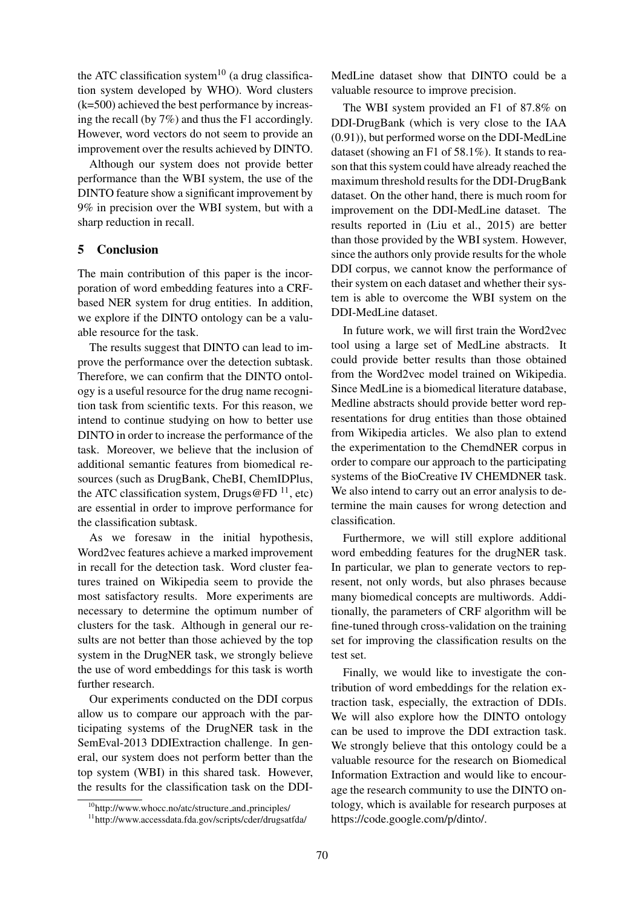the ATC classification system[10] (a drug classification system developed by WHO). Word clusters (k=500) achieved the best performance by increasing the recall (by 7%) and thus the F1 accordingly. However, word vectors do not seem to provide an improvement over the results achieved by DINTO.

Although our system does not provide better performance than the WBI system, the use of the DINTO feature show a significant improvement by 9% in precision over the WBI system, but with a sharp reduction in recall.

## 5 Conclusion

The main contribution of this paper is the incorporation of word embedding features into a CRF-based NER system for drug entities. In addition, we explore if the DINTO ontology can be a valuable resource for the task.

The results suggest that DINTO can lead to improve the performance over the detection subtask. Therefore, we can confirm that the DINTO ontology is a useful resource for the drug name recognition task from scientific texts. For this reason, we intend to continue studying on how to better use DINTO in order to increase the performance of the task. Moreover, we believe that the inclusion of additional semantic features from biomedical resources (such as DrugBank, CheBI, ChemIDPlus, the ATC classification system, Drugs@FD [11], etc) are essential in order to improve performance for the classification subtask.

As we foresaw in the initial hypothesis, Word2vec features achieve a marked improvement in recall for the detection task. Word cluster features trained on Wikipedia seem to provide the most satisfactory results. More experiments are necessary to determine the optimum number of clusters for the task. Although in general our results are not better than those achieved by the top system in the DrugNER task, we strongly believe the use of word embeddings for this task is worth further research.

Our experiments conducted on the DDI corpus allow us to compare our approach with the participating systems of the DrugNER task in the SemEval-2013 DDIExtraction challenge. In general, our system does not perform better than the top system (WBI) in this shared task. However, the results for the classification task on the DDI-MedLine dataset show that DINTO could be a valuable resource to improve precision.

The WBI system provided an F1 of 87.8% on DDI-DrugBank (which is very close to the IAA (0.91)), but performed worse on the DDI-MedLine dataset (showing an F1 of 58.1%). It stands to reason that this system could have already reached the maximum threshold results for the DDI-DrugBank dataset. On the other hand, there is much room for improvement on the DDI-MedLine dataset. The results reported in (Liu et al., 2015) are better than those provided by the WBI system. However, since the authors only provide results for the whole DDI corpus, we cannot know the performance of their system on each dataset and whether their system is able to overcome the WBI system on the DDI-MedLine dataset.

In future work, we will first train the Word2vec tool using a large set of MedLine abstracts. It could provide better results than those obtained from the Word2vec model trained on Wikipedia. Since MedLine is a biomedical literature database, Medline abstracts should provide better word representations for drug entities than those obtained from Wikipedia articles. We also plan to extend the experimentation to the ChemdNER corpus in order to compare our approach to the participating systems of the BioCreative IV CHEMDNER task. We also intend to carry out an error analysis to determine the main causes for wrong detection and classification.

Furthermore, we will still explore additional word embedding features for the drugNER task. In particular, we plan to generate vectors to represent, not only words, but also phrases because many biomedical concepts are multiwords. Additionally, the parameters of CRF algorithm will be fine-tuned through cross-validation on the training set for improving the classification results on the test set.

Finally, we would like to investigate the contribution of word embeddings for the relation extraction task, especially, the extraction of DDIs. We will also explore how the DINTO ontology can be used to improve the DDI extraction task. We strongly believe that this ontology could be a valuable resource for the research on Biomedical Information Extraction and would like to encourage the research community to use the DINTO ontology, which is available for research purposes at https://code.google.com/p/dinto/.

[10] http://www.whocc.no/atc/structure_and_principles/

[11] http://www.accessdata.fda.gov/scripts/cder/drugsatfda/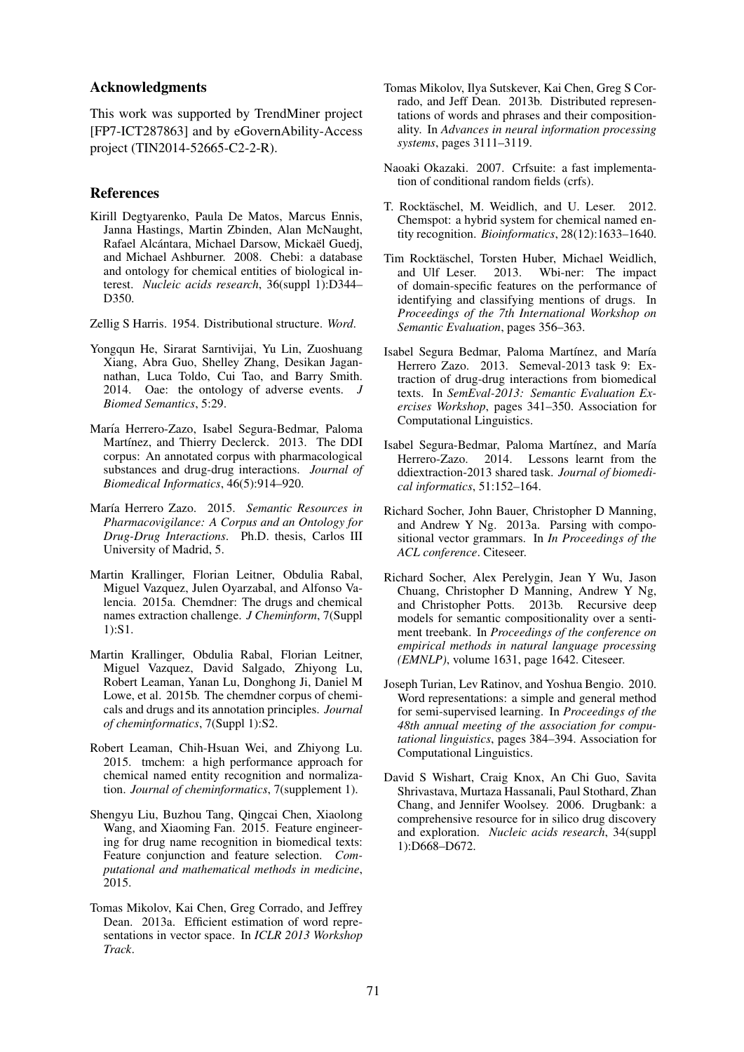## Acknowledgments

This work was supported by TrendMiner project [FP7-ICT287863] and by eGovernAbility-Access project (TIN2014-52665-C2-2-R).

## References

Kirill Degtyarenko, Paula De Matos, Marcus Ennis, Janna Hastings, Martin Zbinden, Alan McNaught, Rafael Alcántara, Michael Darsow, Mickaël Guedj, and Michael Ashburner. 2008. Chebi: a database and ontology for chemical entities of biological interest. *Nucleic acids research*, 36(suppl 1):D344–D350.

Zellig S Harris. 1954. Distributional structure. *Word*.

Yongqun He, Sirarat Sarntivijai, Yu Lin, Zuoshuang Xiang, Abra Guo, Shelley Zhang, Desikan Jagannathan, Luca Toldo, Cui Tao, and Barry Smith. 2014. Oae: the ontology of adverse events. *J Biomed Semantics*, 5:29.

María Herrero-Zazo, Isabel Segura-Bedmar, Paloma Martínez, and Thierry Declerck. 2013. The DDI corpus: An annotated corpus with pharmacological substances and drug-drug interactions. *Journal of Biomedical Informatics*, 46(5):914–920.

María Herrero Zazo. 2015. *Semantic Resources in Pharmacovigilance: A Corpus and an Ontology for Drug-Drug Interactions*. Ph.D. thesis, Carlos III University of Madrid, 5.

Martin Krallinger, Florian Leitner, Obdulia Rabal, Miguel Vazquez, Julen Oyarzabal, and Alfonso Valencia. 2015a. Chemdner: The drugs and chemical names extraction challenge. *J Cheminform*, 7(Suppl 1):S1.

Martin Krallinger, Obdulia Rabal, Florian Leitner, Miguel Vazquez, David Salgado, Zhiyong Lu, Robert Leaman, Yanan Lu, Donghong Ji, Daniel M Lowe, et al. 2015b. The chemdner corpus of chemicals and drugs and its annotation principles. *Journal of cheminformatics*, 7(Suppl 1):S2.

Robert Leaman, Chih-Hsuan Wei, and Zhiyong Lu. 2015. tmchem: a high performance approach for chemical named entity recognition and normalization. *Journal of cheminformatics*, 7(supplement 1).

Shengyu Liu, Buzhou Tang, Qingcai Chen, Xiaolong Wang, and Xiaoming Fan. 2015. Feature engineering for drug name recognition in biomedical texts: Feature conjunction and feature selection. *Computational and mathematical methods in medicine*, 2015.

Tomas Mikolov, Kai Chen, Greg Corrado, and Jeffrey Dean. 2013a. Efficient estimation of word representations in vector space. In *ICLR 2013 Workshop Track*.

Tomas Mikolov, Ilya Sutskever, Kai Chen, Greg S Corrado, and Jeff Dean. 2013b. Distributed representations of words and phrases and their compositionality. In *Advances in neural information processing systems*, pages 3111–3119.

Naoaki Okazaki. 2007. Crfsuite: a fast implementation of conditional random fields (crfs).

T. Rocktäschel, M. Weidlich, and U. Leser. 2012. Chemspot: a hybrid system for chemical named entity recognition. *Bioinformatics*, 28(12):1633–1640.

Tim Rocktäschel, Torsten Huber, Michael Weidlich, and Ulf Leser. 2013. Wbi-ner: The impact of domain-specific features on the performance of identifying and classifying mentions of drugs. In *Proceedings of the 7th International Workshop on Semantic Evaluation*, pages 356–363.

Isabel Segura Bedmar, Paloma Martínez, and María Herrero Zazo. 2013. Semeval-2013 task 9: Extraction of drug-drug interactions from biomedical texts. In *SemEval-2013: Semantic Evaluation Exercises Workshop*, pages 341–350. Association for Computational Linguistics.

Isabel Segura-Bedmar, Paloma Martínez, and María Herrero-Zazo. 2014. Lessons learnt from the ddiextraction-2013 shared task. *Journal of biomedical informatics*, 51:152–164.

Richard Socher, John Bauer, Christopher D Manning, and Andrew Y Ng. 2013a. Parsing with compositional vector grammars. In *In Proceedings of the ACL conference*. Citeseer.

Richard Socher, Alex Perelygin, Jean Y Wu, Jason Chuang, Christopher D Manning, Andrew Y Ng, and Christopher Potts. 2013b. Recursive deep models for semantic compositionality over a sentiment treebank. In *Proceedings of the conference on empirical methods in natural language processing (EMNLP)*, volume 1631, page 1642. Citeseer.

Joseph Turian, Lev Ratinov, and Yoshua Bengio. 2010. Word representations: a simple and general method for semi-supervised learning. In *Proceedings of the 48th annual meeting of the association for computational linguistics*, pages 384–394. Association for Computational Linguistics.

David S Wishart, Craig Knox, An Chi Guo, Savita Shrivastava, Murtaza Hassanali, Paul Stothard, Zhan Chang, and Jennifer Woolsey. 2006. Drugbank: a comprehensive resource for in silico drug discovery and exploration. *Nucleic acids research*, 34(suppl 1):D668–D672.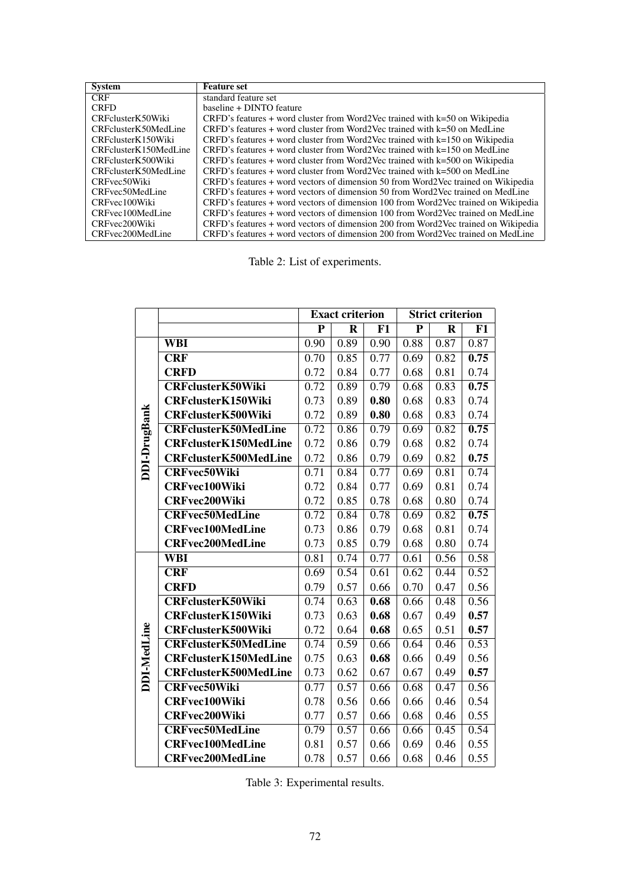| System | Feature set |
|---|---|
| CRF | standard feature set |
| CRFD | baseline + DINTO feature |
| CRFclusterK50Wiki | CRFD's features + word cluster from Word2Vec trained with k=50 on Wikipedia |
| CRFclusterK50MedLine | CRFD's features + word cluster from Word2Vec trained with k=50 on MedLine |
| CRFclusterK150Wiki | CRFD's features + word cluster from Word2Vec trained with k=150 on Wikipedia |
| CRFclusterK150MedLine | CRFD's features + word cluster from Word2Vec trained with k=150 on MedLine |
| CRFclusterK500Wiki | CRFD's features + word cluster from Word2Vec trained with k=500 on Wikipedia |
| CRFclusterK50MedLine | CRFD's features + word cluster from Word2Vec trained with k=500 on MedLine |
| CRFvec50Wiki | CRFD's features + word vectors of dimension 50 from Word2Vec trained on Wikipedia |
| CRFvec50MedLine | CRFD's features + word vectors of dimension 50 from Word2Vec trained on MedLine |
| CRFvec100Wiki | CRFD's features + word vectors of dimension 100 from Word2Vec trained on Wikipedia |
| CRFvec100MedLine | CRFD's features + word vectors of dimension 100 from Word2Vec trained on MedLine |
| CRFvec200Wiki | CRFD's features + word vectors of dimension 200 from Word2Vec trained on Wikipedia |
| CRFvec200MedLine | CRFD's features + word vectors of dimension 200 from Word2Vec trained on MedLine |

Table 2: List of experiments.

| | | Exact criterion | | | Strict criterion | | |
|---|---|---|---|---|---|---|---|
| | | **P** | **R** | **F1** | **P** | **R** | **F1** |
| **DDI-DrugBank** | **WBI** | 0.90 | 0.89 | 0.90 | 0.88 | 0.87 | 0.87 |
| | **CRF** | 0.70 | 0.85 | 0.77 | 0.69 | 0.82 | **0.75** |
| | **CRFD** | 0.72 | 0.84 | 0.77 | 0.68 | 0.81 | 0.74 |
| | **CRFclusterK50Wiki** | 0.72 | 0.89 | 0.79 | 0.68 | 0.83 | **0.75** |
| | **CRFclusterK150Wiki** | 0.73 | 0.89 | **0.80** | 0.68 | 0.83 | 0.74 |
| | **CRFclusterK500Wiki** | 0.72 | 0.89 | **0.80** | 0.68 | 0.83 | 0.74 |
| | **CRFclusterK50MedLine** | 0.72 | 0.86 | 0.79 | 0.69 | 0.82 | **0.75** |
| | **CRFclusterK150MedLine** | 0.72 | 0.86 | 0.79 | 0.68 | 0.82 | 0.74 |
| | **CRFclusterK500MedLine** | 0.72 | 0.86 | 0.79 | 0.69 | 0.82 | **0.75** |
| | **CRFvec50Wiki** | 0.71 | 0.84 | 0.77 | 0.69 | 0.81 | 0.74 |
| | **CRFvec100Wiki** | 0.72 | 0.84 | 0.77 | 0.69 | 0.81 | 0.74 |
| | **CRFvec200Wiki** | 0.72 | 0.85 | 0.78 | 0.68 | 0.80 | 0.74 |
| | **CRFvec50MedLine** | 0.72 | 0.84 | 0.78 | 0.69 | 0.82 | **0.75** |
| | **CRFvec100MedLine** | 0.73 | 0.86 | 0.79 | 0.68 | 0.81 | 0.74 |
| | **CRFvec200MedLine** | 0.73 | 0.85 | 0.79 | 0.68 | 0.80 | 0.74 |
| **DDI-MedLine** | **WBI** | 0.81 | 0.74 | 0.77 | 0.61 | 0.56 | 0.58 |
| | **CRF** | 0.69 | 0.54 | 0.61 | 0.62 | 0.44 | 0.52 |
| | **CRFD** | 0.79 | 0.57 | 0.66 | 0.70 | 0.47 | 0.56 |
| | **CRFclusterK50Wiki** | 0.74 | 0.63 | **0.68** | 0.66 | 0.48 | 0.56 |
| | **CRFclusterK150Wiki** | 0.73 | 0.63 | **0.68** | 0.67 | 0.49 | **0.57** |
| | **CRFclusterK500Wiki** | 0.72 | 0.64 | **0.68** | 0.65 | 0.51 | **0.57** |
| | **CRFclusterK50MedLine** | 0.74 | 0.59 | 0.66 | 0.64 | 0.46 | 0.53 |
| | **CRFclusterK150MedLine** | 0.75 | 0.63 | **0.68** | 0.66 | 0.49 | 0.56 |
| | **CRFclusterK500MedLine** | 0.73 | 0.62 | 0.67 | 0.67 | 0.49 | **0.57** |
| | **CRFvec50Wiki** | 0.77 | 0.57 | 0.66 | 0.68 | 0.47 | 0.56 |
| | **CRFvec100Wiki** | 0.78 | 0.56 | 0.66 | 0.66 | 0.46 | 0.54 |
| | **CRFvec200Wiki** | 0.77 | 0.57 | 0.66 | 0.68 | 0.46 | 0.55 |
| | **CRFvec50MedLine** | 0.79 | 0.57 | 0.66 | 0.66 | 0.45 | 0.54 |
| | **CRFvec100MedLine** | 0.81 | 0.57 | 0.66 | 0.69 | 0.46 | 0.55 |
| | **CRFvec200MedLine** | 0.78 | 0.57 | 0.66 | 0.68 | 0.46 | 0.55 |

Table 3: Experimental results.